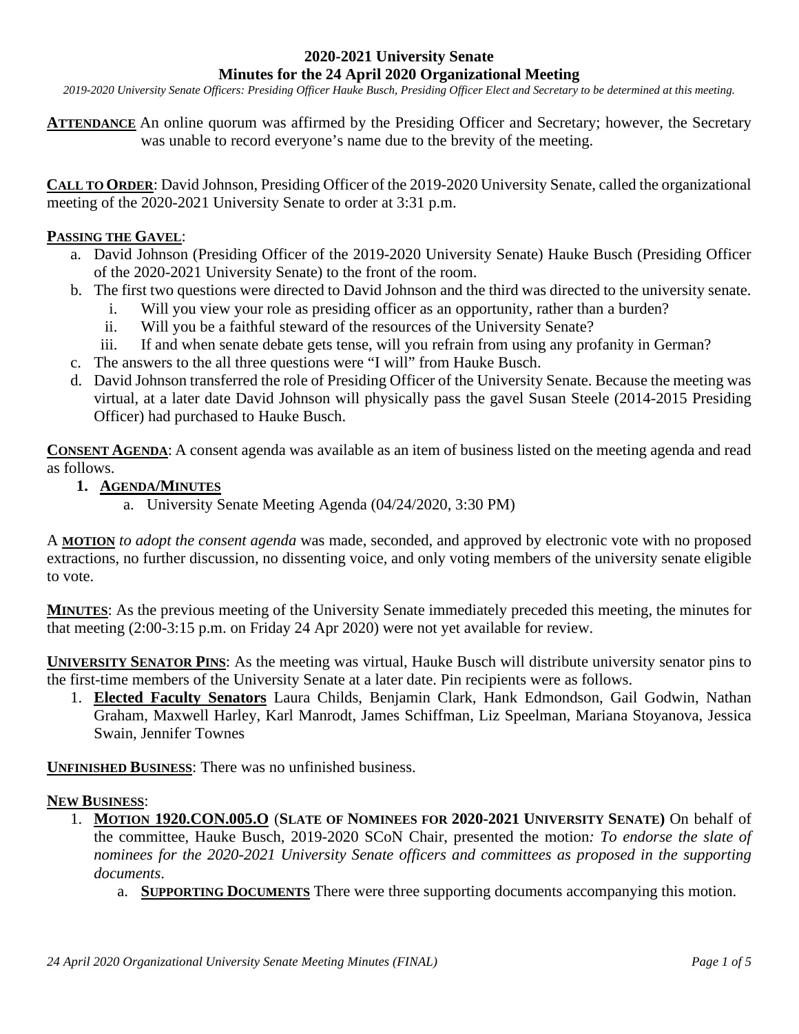# 2020-2021 University Senate
## Minutes for the 24 April 2020 Organizational Meeting

*2019-2020 University Senate Officers: Presiding Officer Hauke Busch, Presiding Officer Elect and Secretary to be determined at this meeting.*

**ATTENDANCE** An online quorum was affirmed by the Presiding Officer and Secretary; however, the Secretary was unable to record everyone's name due to the brevity of the meeting.

**CALL TO ORDER**: David Johnson, Presiding Officer of the 2019-2020 University Senate, called the organizational meeting of the 2020-2021 University Senate to order at 3:31 p.m.

**PASSING THE GAVEL**:

a. David Johnson (Presiding Officer of the 2019-2020 University Senate) Hauke Busch (Presiding Officer of the 2020-2021 University Senate) to the front of the room.
b. The first two questions were directed to David Johnson and the third was directed to the university senate.
   i. Will you view your role as presiding officer as an opportunity, rather than a burden?
   ii. Will you be a faithful steward of the resources of the University Senate?
   iii. If and when senate debate gets tense, will you refrain from using any profanity in German?
c. The answers to the all three questions were "I will" from Hauke Busch.
d. David Johnson transferred the role of Presiding Officer of the University Senate. Because the meeting was virtual, at a later date David Johnson will physically pass the gavel Susan Steele (2014-2015 Presiding Officer) had purchased to Hauke Busch.

**CONSENT AGENDA**: A consent agenda was available as an item of business listed on the meeting agenda and read as follows.

1. **AGENDA/MINUTES**
   a. University Senate Meeting Agenda (04/24/2020, 3:30 PM)

A **MOTION** *to adopt the consent agenda* was made, seconded, and approved by electronic vote with no proposed extractions, no further discussion, no dissenting voice, and only voting members of the university senate eligible to vote.

**MINUTES**: As the previous meeting of the University Senate immediately preceded this meeting, the minutes for that meeting (2:00-3:15 p.m. on Friday 24 Apr 2020) were not yet available for review.

**UNIVERSITY SENATOR PINS**: As the meeting was virtual, Hauke Busch will distribute university senator pins to the first-time members of the University Senate at a later date. Pin recipients were as follows.

1. **Elected Faculty Senators** Laura Childs, Benjamin Clark, Hank Edmondson, Gail Godwin, Nathan Graham, Maxwell Harley, Karl Manrodt, James Schiffman, Liz Speelman, Mariana Stoyanova, Jessica Swain, Jennifer Townes

**UNFINISHED BUSINESS**: There was no unfinished business.

**NEW BUSINESS**:

1. **MOTION 1920.CON.005.O** (**SLATE OF NOMINEES FOR 2020-2021 UNIVERSITY SENATE)** On behalf of the committee, Hauke Busch, 2019-2020 SCoN Chair, presented the motion*: To endorse the slate of nominees for the 2020-2021 University Senate officers and committees as proposed in the supporting documents*.
   a. **SUPPORTING DOCUMENTS** There were three supporting documents accompanying this motion.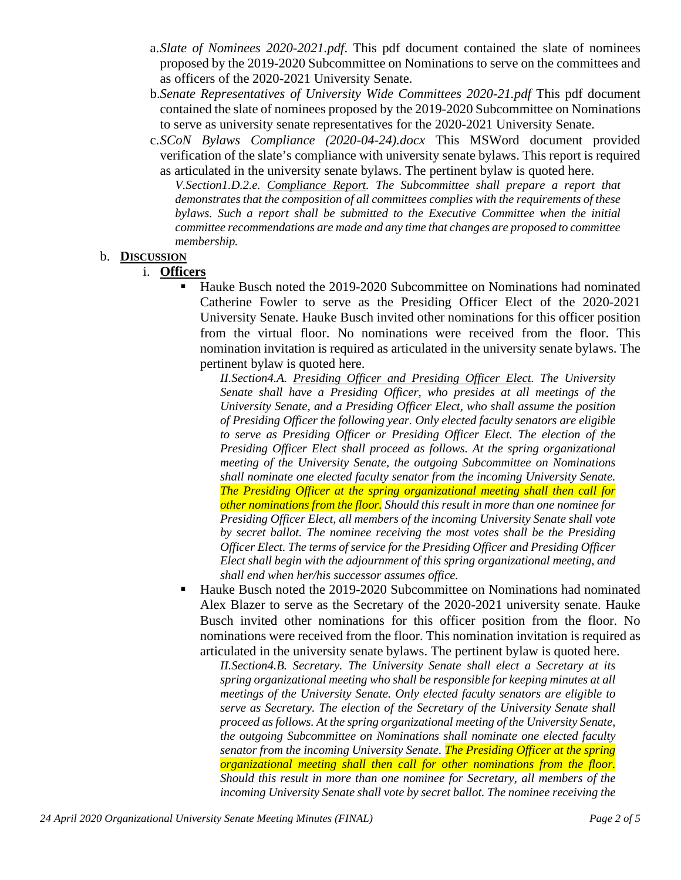a. *Slate of Nominees 2020-2021.pdf*. This pdf document contained the slate of nominees proposed by the 2019-2020 Subcommittee on Nominations to serve on the committees and as officers of the 2020-2021 University Senate.

b. *Senate Representatives of University Wide Committees 2020-21.pdf* This pdf document contained the slate of nominees proposed by the 2019-2020 Subcommittee on Nominations to serve as university senate representatives for the 2020-2021 University Senate.

c. *SCoN Bylaws Compliance (2020-04-24).docx* This MSWord document provided verification of the slate's compliance with university senate bylaws. This report is required as articulated in the university senate bylaws. The pertinent bylaw is quoted here.

*V.Section1.D.2.e. <u>Compliance Report</u>. The Subcommittee shall prepare a report that demonstrates that the composition of all committees complies with the requirements of these bylaws. Such a report shall be submitted to the Executive Committee when the initial committee recommendations are made and any time that changes are proposed to committee membership.*

b. **<u>DISCUSSION</u>**

i. **<u>Officers</u>**

- Hauke Busch noted the 2019-2020 Subcommittee on Nominations had nominated Catherine Fowler to serve as the Presiding Officer Elect of the 2020-2021 University Senate. Hauke Busch invited other nominations for this officer position from the virtual floor. No nominations were received from the floor. This nomination invitation is required as articulated in the university senate bylaws. The pertinent bylaw is quoted here.

  *II.Section4.A. <u>Presiding Officer and Presiding Officer Elect</u>. The University Senate shall have a Presiding Officer, who presides at all meetings of the University Senate, and a Presiding Officer Elect, who shall assume the position of Presiding Officer the following year. Only elected faculty senators are eligible to serve as Presiding Officer or Presiding Officer Elect. The election of the Presiding Officer Elect shall proceed as follows. At the spring organizational meeting of the University Senate, the outgoing Subcommittee on Nominations shall nominate one elected faculty senator from the incoming University Senate. The Presiding Officer at the spring organizational meeting shall then call for other nominations from the floor. Should this result in more than one nominee for Presiding Officer Elect, all members of the incoming University Senate shall vote by secret ballot. The nominee receiving the most votes shall be the Presiding Officer Elect. The terms of service for the Presiding Officer and Presiding Officer Elect shall begin with the adjournment of this spring organizational meeting, and shall end when her/his successor assumes office.*

- Hauke Busch noted the 2019-2020 Subcommittee on Nominations had nominated Alex Blazer to serve as the Secretary of the 2020-2021 university senate. Hauke Busch invited other nominations for this officer position from the floor. No nominations were received from the floor. This nomination invitation is required as articulated in the university senate bylaws. The pertinent bylaw is quoted here.

  *II.Section4.B. Secretary. The University Senate shall elect a Secretary at its spring organizational meeting who shall be responsible for keeping minutes at all meetings of the University Senate. Only elected faculty senators are eligible to serve as Secretary. The election of the Secretary of the University Senate shall proceed as follows. At the spring organizational meeting of the University Senate, the outgoing Subcommittee on Nominations shall nominate one elected faculty senator from the incoming University Senate. The Presiding Officer at the spring organizational meeting shall then call for other nominations from the floor. Should this result in more than one nominee for Secretary, all members of the incoming University Senate shall vote by secret ballot. The nominee receiving the*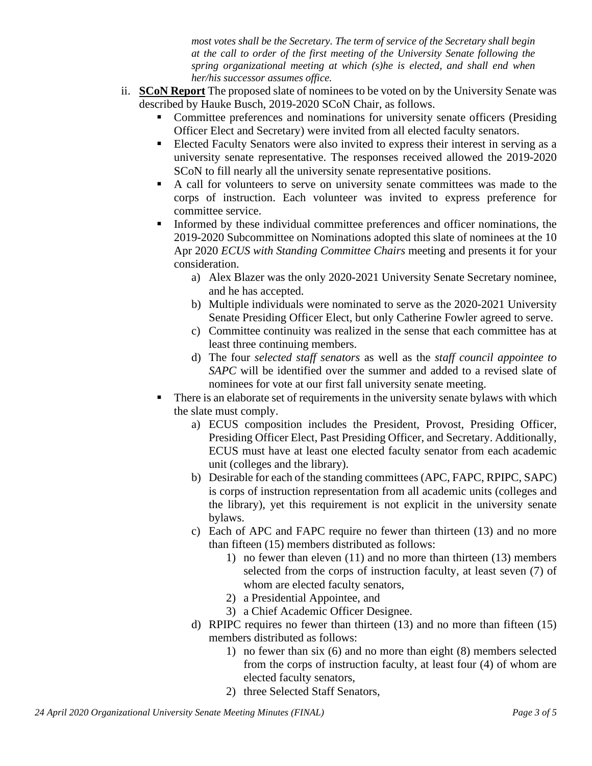*most votes shall be the Secretary. The term of service of the Secretary shall begin at the call to order of the first meeting of the University Senate following the spring organizational meeting at which (s)he is elected, and shall end when her/his successor assumes office.*

ii. **SCoN Report** The proposed slate of nominees to be voted on by the University Senate was described by Hauke Busch, 2019-2020 SCoN Chair, as follows.

- Committee preferences and nominations for university senate officers (Presiding Officer Elect and Secretary) were invited from all elected faculty senators.
- Elected Faculty Senators were also invited to express their interest in serving as a university senate representative. The responses received allowed the 2019-2020 SCoN to fill nearly all the university senate representative positions.
- A call for volunteers to serve on university senate committees was made to the corps of instruction. Each volunteer was invited to express preference for committee service.
- Informed by these individual committee preferences and officer nominations, the 2019-2020 Subcommittee on Nominations adopted this slate of nominees at the 10 Apr 2020 *ECUS with Standing Committee Chairs* meeting and presents it for your consideration.
  - a) Alex Blazer was the only 2020-2021 University Senate Secretary nominee, and he has accepted.
  - b) Multiple individuals were nominated to serve as the 2020-2021 University Senate Presiding Officer Elect, but only Catherine Fowler agreed to serve.
  - c) Committee continuity was realized in the sense that each committee has at least three continuing members.
  - d) The four *selected staff senators* as well as the *staff council appointee to SAPC* will be identified over the summer and added to a revised slate of nominees for vote at our first fall university senate meeting.
- There is an elaborate set of requirements in the university senate bylaws with which the slate must comply.
  - a) ECUS composition includes the President, Provost, Presiding Officer, Presiding Officer Elect, Past Presiding Officer, and Secretary. Additionally, ECUS must have at least one elected faculty senator from each academic unit (colleges and the library).
  - b) Desirable for each of the standing committees (APC, FAPC, RPIPC, SAPC) is corps of instruction representation from all academic units (colleges and the library), yet this requirement is not explicit in the university senate bylaws.
  - c) Each of APC and FAPC require no fewer than thirteen (13) and no more than fifteen (15) members distributed as follows:
    - 1) no fewer than eleven (11) and no more than thirteen (13) members selected from the corps of instruction faculty, at least seven (7) of whom are elected faculty senators,
    - 2) a Presidential Appointee, and
    - 3) a Chief Academic Officer Designee.
  - d) RPIPC requires no fewer than thirteen (13) and no more than fifteen (15) members distributed as follows:
    - 1) no fewer than six (6) and no more than eight (8) members selected from the corps of instruction faculty, at least four (4) of whom are elected faculty senators,
    - 2) three Selected Staff Senators,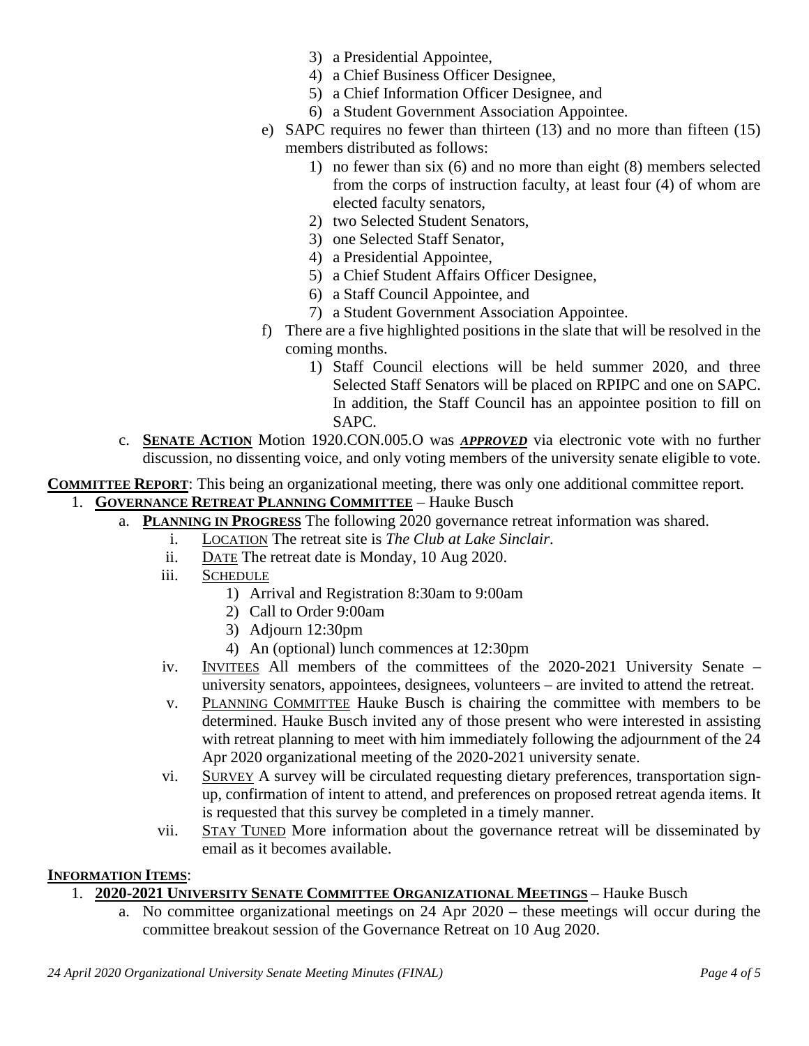3) a Presidential Appointee,
4) a Chief Business Officer Designee,
5) a Chief Information Officer Designee, and
6) a Student Government Association Appointee.

e) SAPC requires no fewer than thirteen (13) and no more than fifteen (15) members distributed as follows:
   1) no fewer than six (6) and no more than eight (8) members selected from the corps of instruction faculty, at least four (4) of whom are elected faculty senators,
   2) two Selected Student Senators,
   3) one Selected Staff Senator,
   4) a Presidential Appointee,
   5) a Chief Student Affairs Officer Designee,
   6) a Staff Council Appointee, and
   7) a Student Government Association Appointee.

f) There are a five highlighted positions in the slate that will be resolved in the coming months.
   1) Staff Council elections will be held summer 2020, and three Selected Staff Senators will be placed on RPIPC and one on SAPC. In addition, the Staff Council has an appointee position to fill on SAPC.

c. **SENATE ACTION** Motion 1920.CON.005.O was ***APPROVED*** via electronic vote with no further discussion, no dissenting voice, and only voting members of the university senate eligible to vote.

**COMMITTEE REPORT**: This being an organizational meeting, there was only one additional committee report.

1. **GOVERNANCE RETREAT PLANNING COMMITTEE** – Hauke Busch
   a. **PLANNING IN PROGRESS** The following 2020 governance retreat information was shared.
      i. LOCATION The retreat site is *The Club at Lake Sinclair*.
      ii. DATE The retreat date is Monday, 10 Aug 2020.
      iii. SCHEDULE
         1) Arrival and Registration 8:30am to 9:00am
         2) Call to Order 9:00am
         3) Adjourn 12:30pm
         4) An (optional) lunch commences at 12:30pm
      iv. INVITEES All members of the committees of the 2020-2021 University Senate – university senators, appointees, designees, volunteers – are invited to attend the retreat.
      v. PLANNING COMMITTEE Hauke Busch is chairing the committee with members to be determined. Hauke Busch invited any of those present who were interested in assisting with retreat planning to meet with him immediately following the adjournment of the 24 Apr 2020 organizational meeting of the 2020-2021 university senate.
      vi. SURVEY A survey will be circulated requesting dietary preferences, transportation sign-up, confirmation of intent to attend, and preferences on proposed retreat agenda items. It is requested that this survey be completed in a timely manner.
      vii. STAY TUNED More information about the governance retreat will be disseminated by email as it becomes available.

**INFORMATION ITEMS**:

1. **2020-2021 UNIVERSITY SENATE COMMITTEE ORGANIZATIONAL MEETINGS** – Hauke Busch
   a. No committee organizational meetings on 24 Apr 2020 – these meetings will occur during the committee breakout session of the Governance Retreat on 10 Aug 2020.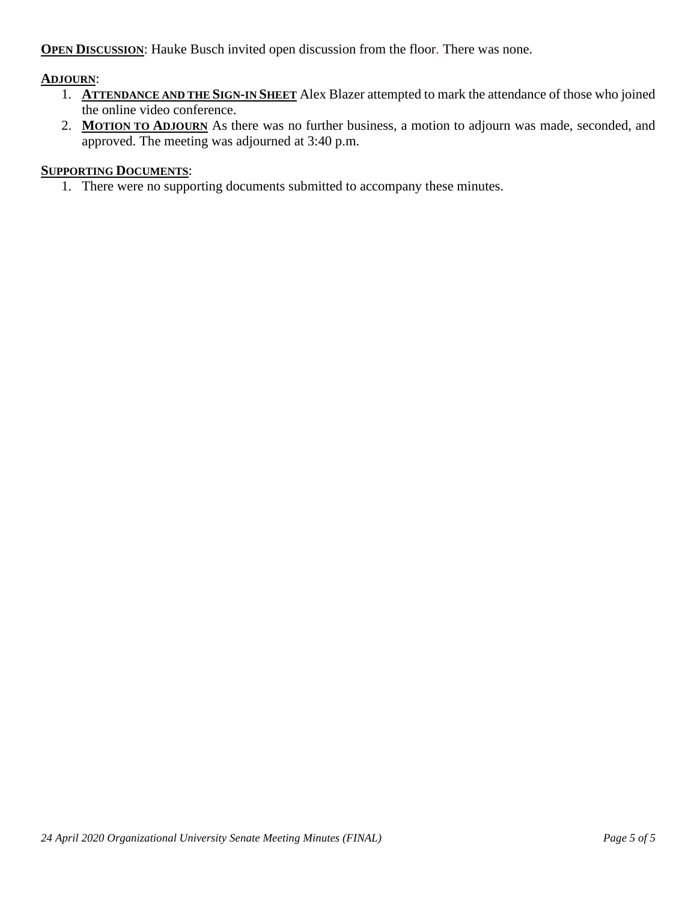**OPEN DISCUSSION**: Hauke Busch invited open discussion from the floor. There was none.

**ADJOURN**:

1. **ATTENDANCE AND THE SIGN-IN SHEET** Alex Blazer attempted to mark the attendance of those who joined the online video conference.
2. **MOTION TO ADJOURN** As there was no further business, a motion to adjourn was made, seconded, and approved. The meeting was adjourned at 3:40 p.m.

**SUPPORTING DOCUMENTS**:

1. There were no supporting documents submitted to accompany these minutes.